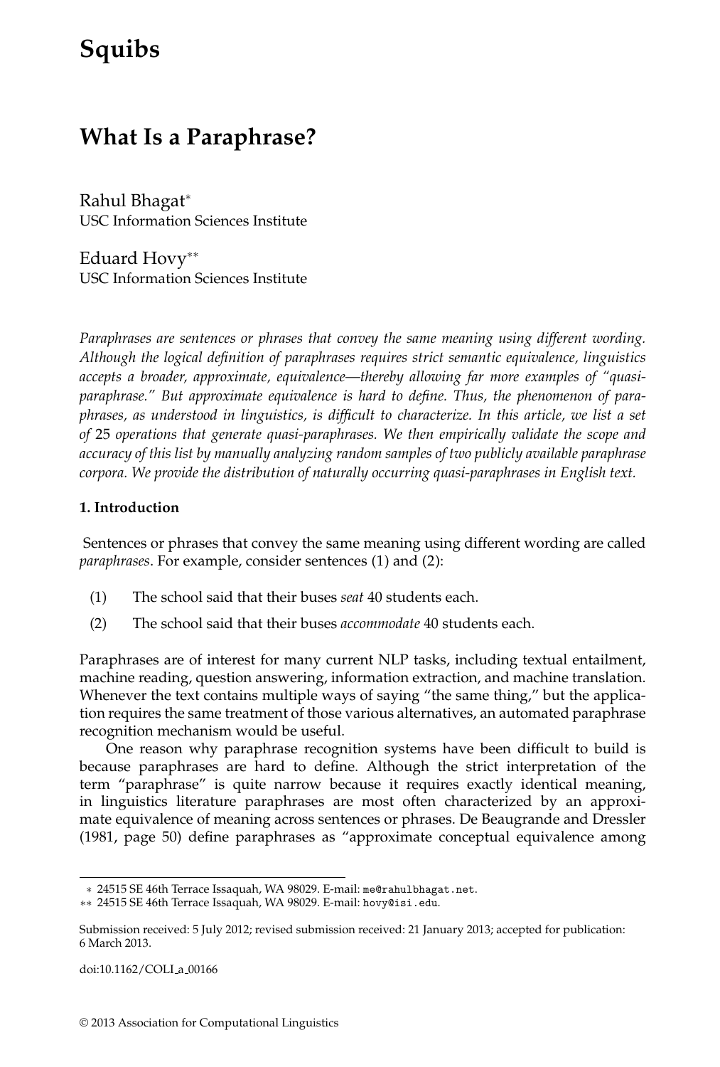# Squibs

## What Is a Paraphrase?

Rahul Bhagat*
USC Information Sciences Institute

Eduard Hovy**
USC Information Sciences Institute

*Paraphrases are sentences or phrases that convey the same meaning using different wording. Although the logical definition of paraphrases requires strict semantic equivalence, linguistics accepts a broader, approximate, equivalence—thereby allowing far more examples of "quasi-paraphrase." But approximate equivalence is hard to define. Thus, the phenomenon of paraphrases, as understood in linguistics, is difficult to characterize. In this article, we list a set of 25 operations that generate quasi-paraphrases. We then empirically validate the scope and accuracy of this list by manually analyzing random samples of two publicly available paraphrase corpora. We provide the distribution of naturally occurring quasi-paraphrases in English text.*

### 1. Introduction

Sentences or phrases that convey the same meaning using different wording are called *paraphrases*. For example, consider sentences (1) and (2):

(1) The school said that their buses *seat* 40 students each.

(2) The school said that their buses *accommodate* 40 students each.

Paraphrases are of interest for many current NLP tasks, including textual entailment, machine reading, question answering, information extraction, and machine translation. Whenever the text contains multiple ways of saying "the same thing," but the application requires the same treatment of those various alternatives, an automated paraphrase recognition mechanism would be useful.

One reason why paraphrase recognition systems have been difficult to build is because paraphrases are hard to define. Although the strict interpretation of the term "paraphrase" is quite narrow because it requires exactly identical meaning, in linguistics literature paraphrases are most often characterized by an approximate equivalence of meaning across sentences or phrases. De Beaugrande and Dressler (1981, page 50) define paraphrases as "approximate conceptual equivalence among

---

* 24515 SE 46th Terrace Issaquah, WA 98029. E-mail: me@rahulbhagat.net.

** 24515 SE 46th Terrace Issaquah, WA 98029. E-mail: hovy@isi.edu.

Submission received: 5 July 2012; revised submission received: 21 January 2013; accepted for publication: 6 March 2013.

doi:10.1162/COLI_a_00166

© 2013 Association for Computational Linguistics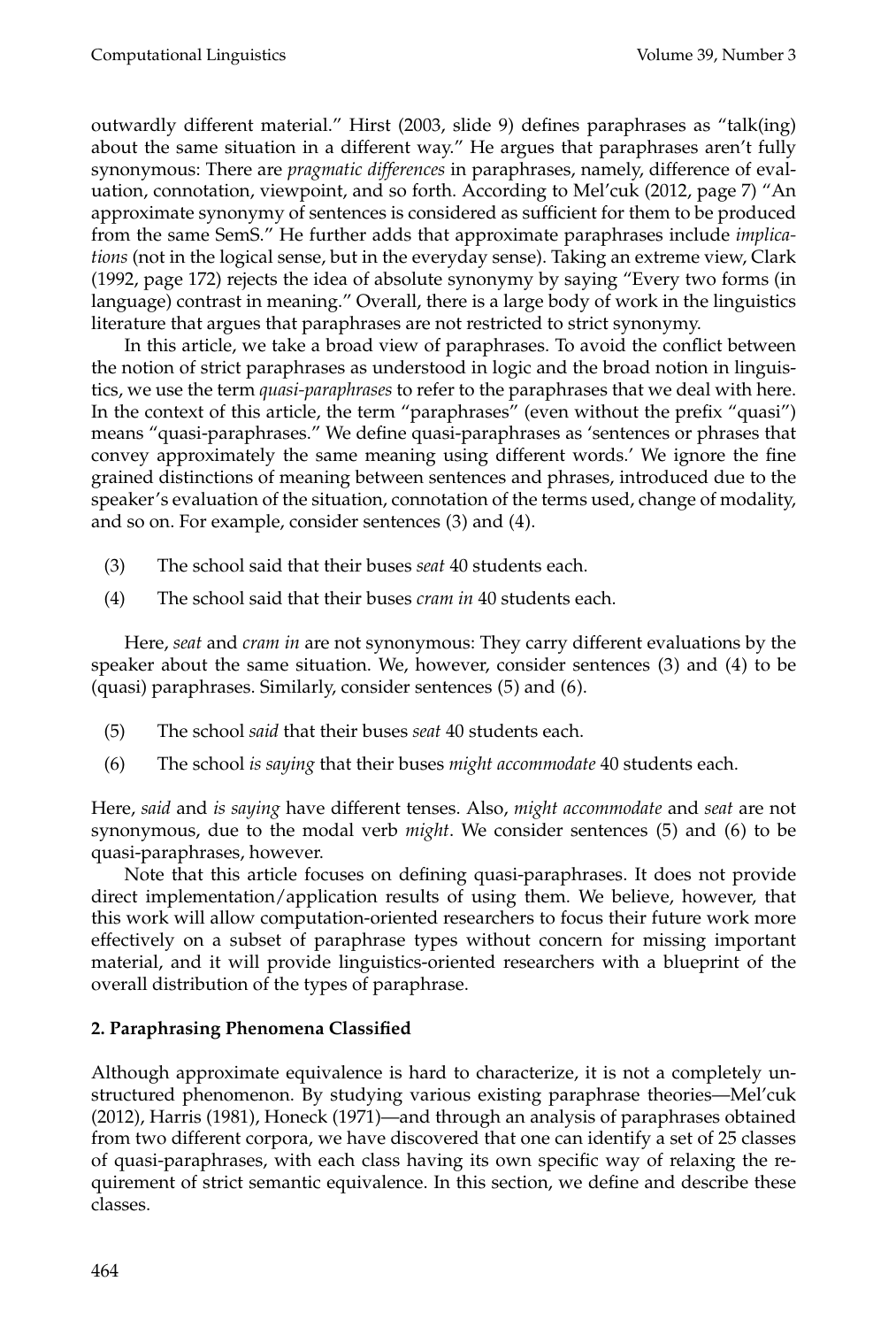outwardly different material." Hirst (2003, slide 9) defines paraphrases as "talk(ing) about the same situation in a different way." He argues that paraphrases aren't fully synonymous: There are *pragmatic differences* in paraphrases, namely, difference of evaluation, connotation, viewpoint, and so forth. According to Mel'cuk (2012, page 7) "An approximate synonymy of sentences is considered as sufficient for them to be produced from the same SemS." He further adds that approximate paraphrases include *implications* (not in the logical sense, but in the everyday sense). Taking an extreme view, Clark (1992, page 172) rejects the idea of absolute synonymy by saying "Every two forms (in language) contrast in meaning." Overall, there is a large body of work in the linguistics literature that argues that paraphrases are not restricted to strict synonymy.

In this article, we take a broad view of paraphrases. To avoid the conflict between the notion of strict paraphrases as understood in logic and the broad notion in linguistics, we use the term *quasi-paraphrases* to refer to the paraphrases that we deal with here. In the context of this article, the term "paraphrases" (even without the prefix "quasi") means "quasi-paraphrases." We define quasi-paraphrases as 'sentences or phrases that convey approximately the same meaning using different words.' We ignore the fine grained distinctions of meaning between sentences and phrases, introduced due to the speaker's evaluation of the situation, connotation of the terms used, change of modality, and so on. For example, consider sentences (3) and (4).

(3) The school said that their buses *seat* 40 students each.

(4) The school said that their buses *cram in* 40 students each.

Here, *seat* and *cram in* are not synonymous: They carry different evaluations by the speaker about the same situation. We, however, consider sentences (3) and (4) to be (quasi) paraphrases. Similarly, consider sentences (5) and (6).

(5) The school *said* that their buses *seat* 40 students each.

(6) The school *is saying* that their buses *might accommodate* 40 students each.

Here, *said* and *is saying* have different tenses. Also, *might accommodate* and *seat* are not synonymous, due to the modal verb *might*. We consider sentences (5) and (6) to be quasi-paraphrases, however.

Note that this article focuses on defining quasi-paraphrases. It does not provide direct implementation/application results of using them. We believe, however, that this work will allow computation-oriented researchers to focus their future work more effectively on a subset of paraphrase types without concern for missing important material, and it will provide linguistics-oriented researchers with a blueprint of the overall distribution of the types of paraphrase.

## 2. Paraphrasing Phenomena Classified

Although approximate equivalence is hard to characterize, it is not a completely unstructured phenomenon. By studying various existing paraphrase theories—Mel'cuk (2012), Harris (1981), Honeck (1971)—and through an analysis of paraphrases obtained from two different corpora, we have discovered that one can identify a set of 25 classes of quasi-paraphrases, with each class having its own specific way of relaxing the requirement of strict semantic equivalence. In this section, we define and describe these classes.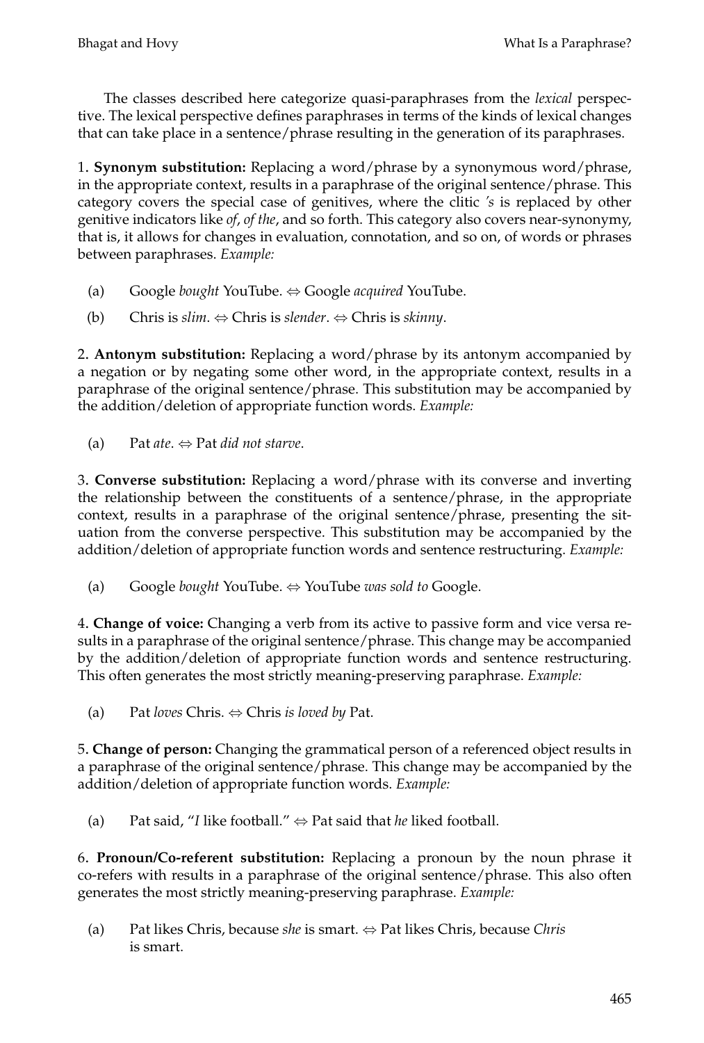The classes described here categorize quasi-paraphrases from the *lexical* perspective. The lexical perspective defines paraphrases in terms of the kinds of lexical changes that can take place in a sentence/phrase resulting in the generation of its paraphrases.

1. **Synonym substitution:** Replacing a word/phrase by a synonymous word/phrase, in the appropriate context, results in a paraphrase of the original sentence/phrase. This category covers the special case of genitives, where the clitic *'s* is replaced by other genitive indicators like *of*, *of the*, and so forth. This category also covers near-synonymy, that is, it allows for changes in evaluation, connotation, and so on, of words or phrases between paraphrases. *Example:*

   (a) Google *bought* YouTube. ⇔ Google *acquired* YouTube.

   (b) Chris is *slim*. ⇔ Chris is *slender*. ⇔ Chris is *skinny*.

2. **Antonym substitution:** Replacing a word/phrase by its antonym accompanied by a negation or by negating some other word, in the appropriate context, results in a paraphrase of the original sentence/phrase. This substitution may be accompanied by the addition/deletion of appropriate function words. *Example:*

   (a) Pat *ate*. ⇔ Pat *did not starve*.

3. **Converse substitution:** Replacing a word/phrase with its converse and inverting the relationship between the constituents of a sentence/phrase, in the appropriate context, results in a paraphrase of the original sentence/phrase, presenting the situation from the converse perspective. This substitution may be accompanied by the addition/deletion of appropriate function words and sentence restructuring. *Example:*

   (a) Google *bought* YouTube. ⇔ YouTube *was sold to* Google.

4. **Change of voice:** Changing a verb from its active to passive form and vice versa results in a paraphrase of the original sentence/phrase. This change may be accompanied by the addition/deletion of appropriate function words and sentence restructuring. This often generates the most strictly meaning-preserving paraphrase. *Example:*

   (a) Pat *loves* Chris. ⇔ Chris *is loved by* Pat.

5. **Change of person:** Changing the grammatical person of a referenced object results in a paraphrase of the original sentence/phrase. This change may be accompanied by the addition/deletion of appropriate function words. *Example:*

   (a) Pat said, "*I* like football." ⇔ Pat said that *he* liked football.

6. **Pronoun/Co-referent substitution:** Replacing a pronoun by the noun phrase it co-refers with results in a paraphrase of the original sentence/phrase. This also often generates the most strictly meaning-preserving paraphrase. *Example:*

   (a) Pat likes Chris, because *she* is smart. ⇔ Pat likes Chris, because *Chris* is smart.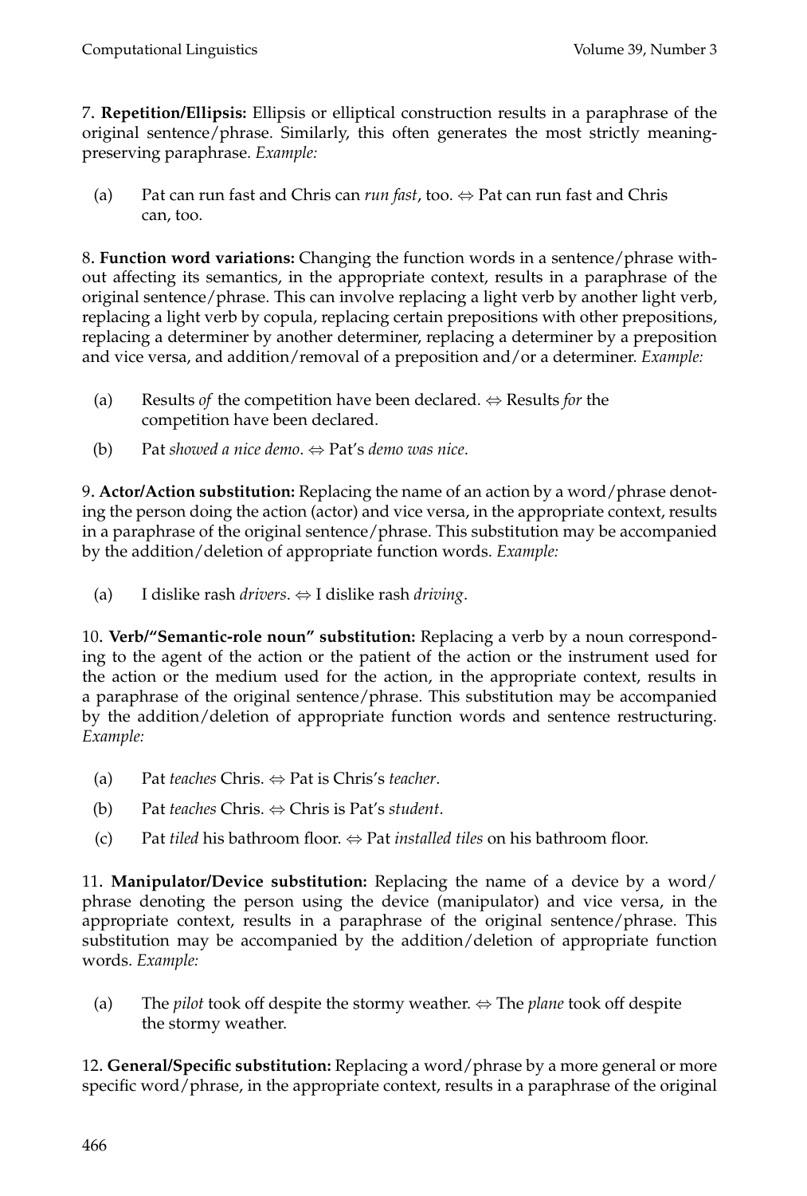7. **Repetition/Ellipsis:** Ellipsis or elliptical construction results in a paraphrase of the original sentence/phrase. Similarly, this often generates the most strictly meaning-preserving paraphrase. *Example:*

(a) Pat can run fast and Chris can *run fast*, too. ⇔ Pat can run fast and Chris can, too.

8. **Function word variations:** Changing the function words in a sentence/phrase without affecting its semantics, in the appropriate context, results in a paraphrase of the original sentence/phrase. This can involve replacing a light verb by another light verb, replacing a light verb by copula, replacing certain prepositions with other prepositions, replacing a determiner by another determiner, replacing a determiner by a preposition and vice versa, and addition/removal of a preposition and/or a determiner. *Example:*

(a) Results *of* the competition have been declared. ⇔ Results *for* the competition have been declared.

(b) Pat *showed a nice demo*. ⇔ Pat's *demo was nice*.

9. **Actor/Action substitution:** Replacing the name of an action by a word/phrase denoting the person doing the action (actor) and vice versa, in the appropriate context, results in a paraphrase of the original sentence/phrase. This substitution may be accompanied by the addition/deletion of appropriate function words. *Example:*

(a) I dislike rash *drivers*. ⇔ I dislike rash *driving*.

10. **Verb/"Semantic-role noun" substitution:** Replacing a verb by a noun corresponding to the agent of the action or the patient of the action or the instrument used for the action or the medium used for the action, in the appropriate context, results in a paraphrase of the original sentence/phrase. This substitution may be accompanied by the addition/deletion of appropriate function words and sentence restructuring. *Example:*

(a) Pat *teaches* Chris. ⇔ Pat is Chris's *teacher*.

(b) Pat *teaches* Chris. ⇔ Chris is Pat's *student*.

(c) Pat *tiled* his bathroom floor. ⇔ Pat *installed tiles* on his bathroom floor.

11. **Manipulator/Device substitution:** Replacing the name of a device by a word/phrase denoting the person using the device (manipulator) and vice versa, in the appropriate context, results in a paraphrase of the original sentence/phrase. This substitution may be accompanied by the addition/deletion of appropriate function words. *Example:*

(a) The *pilot* took off despite the stormy weather. ⇔ The *plane* took off despite the stormy weather.

12. **General/Specific substitution:** Replacing a word/phrase by a more general or more specific word/phrase, in the appropriate context, results in a paraphrase of the original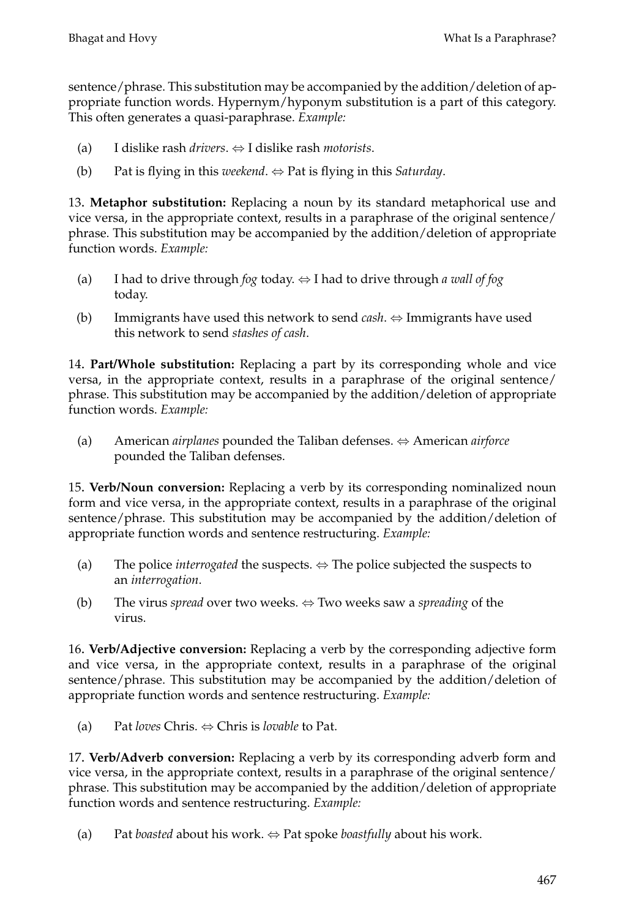sentence/phrase. This substitution may be accompanied by the addition/deletion of appropriate function words. Hypernym/hyponym substitution is a part of this category. This often generates a quasi-paraphrase. *Example:*

(a) I dislike rash *drivers*. ⇔ I dislike rash *motorists*.

(b) Pat is flying in this *weekend*. ⇔ Pat is flying in this *Saturday*.

13. **Metaphor substitution:** Replacing a noun by its standard metaphorical use and vice versa, in the appropriate context, results in a paraphrase of the original sentence/phrase. This substitution may be accompanied by the addition/deletion of appropriate function words. *Example:*

(a) I had to drive through *fog* today. ⇔ I had to drive through *a wall of fog* today.

(b) Immigrants have used this network to send *cash*. ⇔ Immigrants have used this network to send *stashes of cash*.

14. **Part/Whole substitution:** Replacing a part by its corresponding whole and vice versa, in the appropriate context, results in a paraphrase of the original sentence/phrase. This substitution may be accompanied by the addition/deletion of appropriate function words. *Example:*

(a) American *airplanes* pounded the Taliban defenses. ⇔ American *airforce* pounded the Taliban defenses.

15. **Verb/Noun conversion:** Replacing a verb by its corresponding nominalized noun form and vice versa, in the appropriate context, results in a paraphrase of the original sentence/phrase. This substitution may be accompanied by the addition/deletion of appropriate function words and sentence restructuring. *Example:*

(a) The police *interrogated* the suspects. ⇔ The police subjected the suspects to an *interrogation*.

(b) The virus *spread* over two weeks. ⇔ Two weeks saw a *spreading* of the virus.

16. **Verb/Adjective conversion:** Replacing a verb by the corresponding adjective form and vice versa, in the appropriate context, results in a paraphrase of the original sentence/phrase. This substitution may be accompanied by the addition/deletion of appropriate function words and sentence restructuring. *Example:*

(a) Pat *loves* Chris. ⇔ Chris is *lovable* to Pat.

17. **Verb/Adverb conversion:** Replacing a verb by its corresponding adverb form and vice versa, in the appropriate context, results in a paraphrase of the original sentence/phrase. This substitution may be accompanied by the addition/deletion of appropriate function words and sentence restructuring. *Example:*

(a) Pat *boasted* about his work. ⇔ Pat spoke *boastfully* about his work.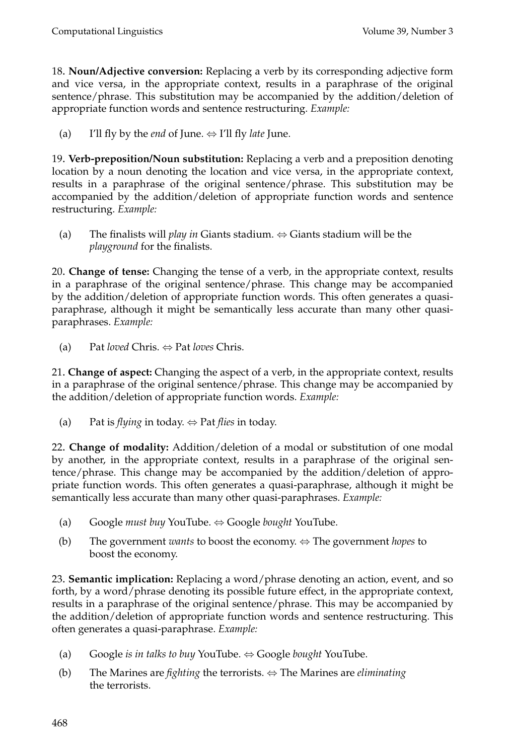18. **Noun/Adjective conversion:** Replacing a verb by its corresponding adjective form and vice versa, in the appropriate context, results in a paraphrase of the original sentence/phrase. This substitution may be accompanied by the addition/deletion of appropriate function words and sentence restructuring. *Example:*

(a) I'll fly by the *end* of June. ⇔ I'll fly *late* June.

19. **Verb-preposition/Noun substitution:** Replacing a verb and a preposition denoting location by a noun denoting the location and vice versa, in the appropriate context, results in a paraphrase of the original sentence/phrase. This substitution may be accompanied by the addition/deletion of appropriate function words and sentence restructuring. *Example:*

(a) The finalists will *play in* Giants stadium. ⇔ Giants stadium will be the *playground* for the finalists.

20. **Change of tense:** Changing the tense of a verb, in the appropriate context, results in a paraphrase of the original sentence/phrase. This change may be accompanied by the addition/deletion of appropriate function words. This often generates a quasi-paraphrase, although it might be semantically less accurate than many other quasi-paraphrases. *Example:*

(a) Pat *loved* Chris. ⇔ Pat *loves* Chris.

21. **Change of aspect:** Changing the aspect of a verb, in the appropriate context, results in a paraphrase of the original sentence/phrase. This change may be accompanied by the addition/deletion of appropriate function words. *Example:*

(a) Pat is *flying* in today. ⇔ Pat *flies* in today.

22. **Change of modality:** Addition/deletion of a modal or substitution of one modal by another, in the appropriate context, results in a paraphrase of the original sentence/phrase. This change may be accompanied by the addition/deletion of appropriate function words. This often generates a quasi-paraphrase, although it might be semantically less accurate than many other quasi-paraphrases. *Example:*

(a) Google *must buy* YouTube. ⇔ Google *bought* YouTube.

(b) The government *wants* to boost the economy. ⇔ The government *hopes* to boost the economy.

23. **Semantic implication:** Replacing a word/phrase denoting an action, event, and so forth, by a word/phrase denoting its possible future effect, in the appropriate context, results in a paraphrase of the original sentence/phrase. This may be accompanied by the addition/deletion of appropriate function words and sentence restructuring. This often generates a quasi-paraphrase. *Example:*

(a) Google *is in talks to buy* YouTube. ⇔ Google *bought* YouTube.

(b) The Marines are *fighting* the terrorists. ⇔ The Marines are *eliminating* the terrorists.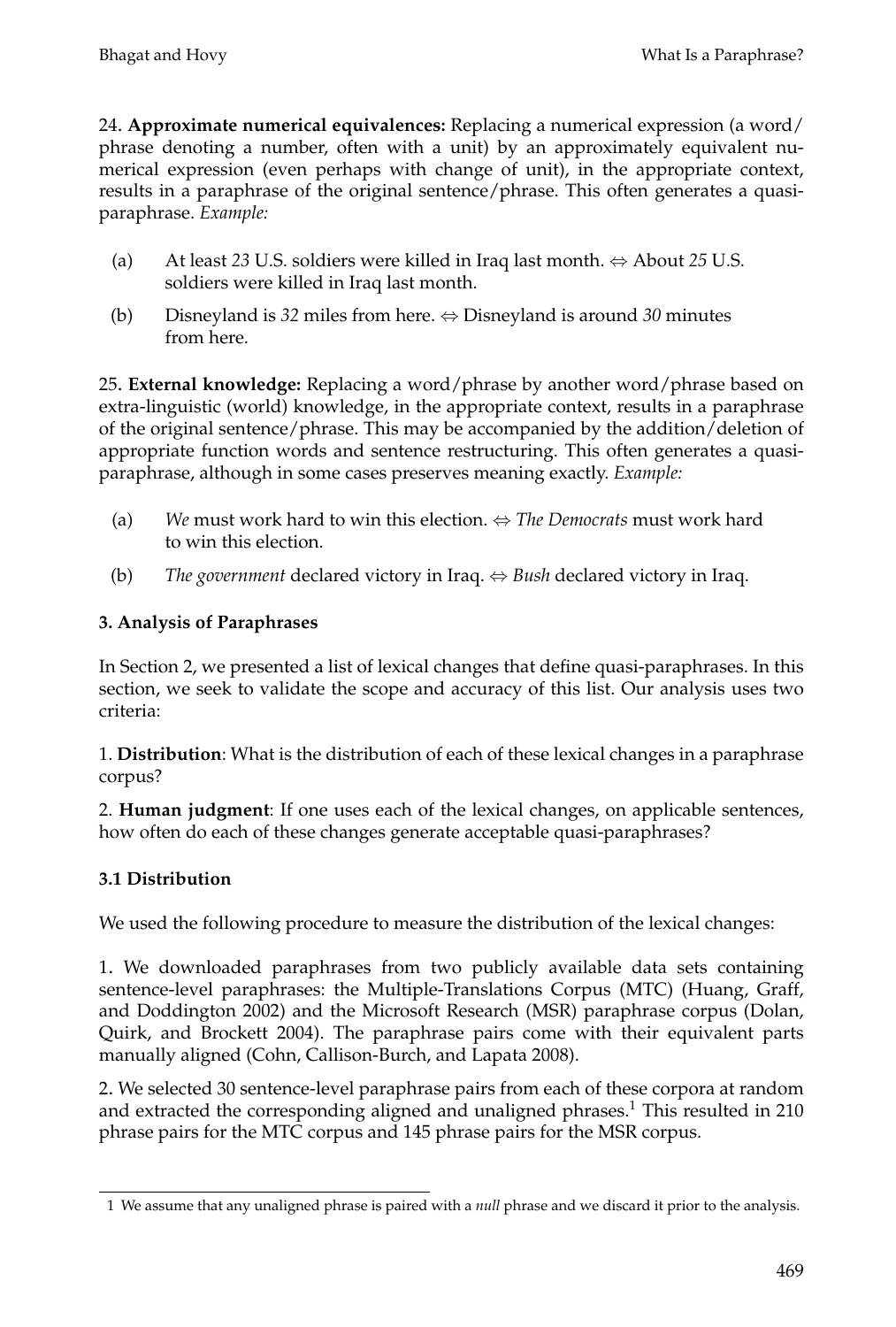24. **Approximate numerical equivalences:** Replacing a numerical expression (a word/phrase denoting a number, often with a unit) by an approximately equivalent numerical expression (even perhaps with change of unit), in the appropriate context, results in a paraphrase of the original sentence/phrase. This often generates a quasi-paraphrase. *Example:*

(a) At least *23* U.S. soldiers were killed in Iraq last month. ⇔ About *25* U.S. soldiers were killed in Iraq last month.

(b) Disneyland is *32* miles from here. ⇔ Disneyland is around *30* minutes from here.

25. **External knowledge:** Replacing a word/phrase by another word/phrase based on extra-linguistic (world) knowledge, in the appropriate context, results in a paraphrase of the original sentence/phrase. This may be accompanied by the addition/deletion of appropriate function words and sentence restructuring. This often generates a quasi-paraphrase, although in some cases preserves meaning exactly. *Example:*

(a) *We* must work hard to win this election. ⇔ *The Democrats* must work hard to win this election.

(b) *The government* declared victory in Iraq. ⇔ *Bush* declared victory in Iraq.

## 3. Analysis of Paraphrases

In Section 2, we presented a list of lexical changes that define quasi-paraphrases. In this section, we seek to validate the scope and accuracy of this list. Our analysis uses two criteria:

1. **Distribution**: What is the distribution of each of these lexical changes in a paraphrase corpus?

2. **Human judgment**: If one uses each of the lexical changes, on applicable sentences, how often do each of these changes generate acceptable quasi-paraphrases?

### 3.1 Distribution

We used the following procedure to measure the distribution of the lexical changes:

1. We downloaded paraphrases from two publicly available data sets containing sentence-level paraphrases: the Multiple-Translations Corpus (MTC) (Huang, Graff, and Doddington 2002) and the Microsoft Research (MSR) paraphrase corpus (Dolan, Quirk, and Brockett 2004). The paraphrase pairs come with their equivalent parts manually aligned (Cohn, Callison-Burch, and Lapata 2008).

2. We selected 30 sentence-level paraphrase pairs from each of these corpora at random and extracted the corresponding aligned and unaligned phrases.[1] This resulted in 210 phrase pairs for the MTC corpus and 145 phrase pairs for the MSR corpus.

---

1 We assume that any unaligned phrase is paired with a *null* phrase and we discard it prior to the analysis.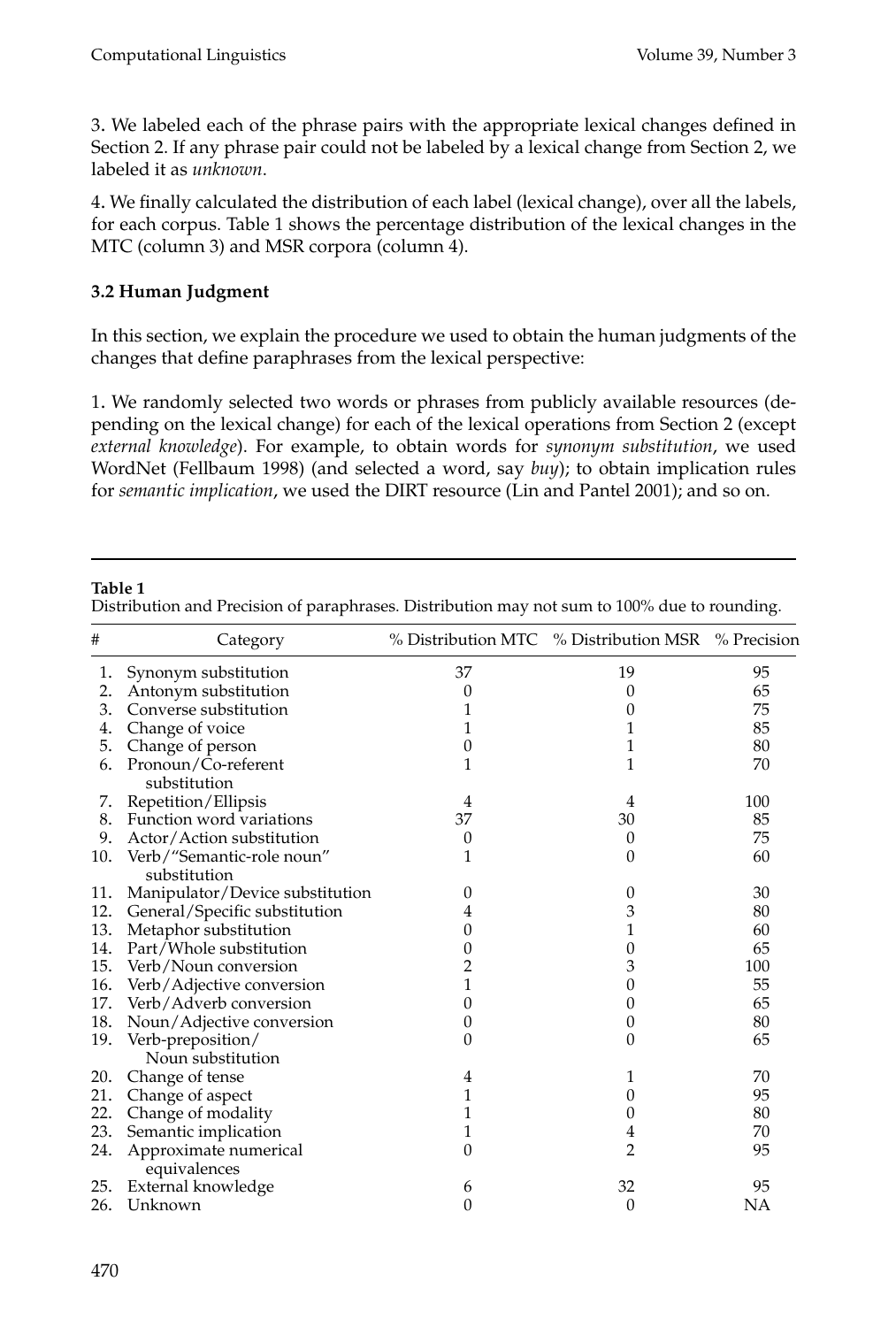3. We labeled each of the phrase pairs with the appropriate lexical changes defined in Section 2. If any phrase pair could not be labeled by a lexical change from Section 2, we labeled it as *unknown*.

4. We finally calculated the distribution of each label (lexical change), over all the labels, for each corpus. Table 1 shows the percentage distribution of the lexical changes in the MTC (column 3) and MSR corpora (column 4).

### 3.2 Human Judgment

In this section, we explain the procedure we used to obtain the human judgments of the changes that define paraphrases from the lexical perspective:

1. We randomly selected two words or phrases from publicly available resources (depending on the lexical change) for each of the lexical operations from Section 2 (except *external knowledge*). For example, to obtain words for *synonym substitution*, we used WordNet (Fellbaum 1998) (and selected a word, say *buy*); to obtain implication rules for *semantic implication*, we used the DIRT resource (Lin and Pantel 2001); and so on.

**Table 1**
Distribution and Precision of paraphrases. Distribution may not sum to 100% due to rounding.

| # | Category | % Distribution MTC | % Distribution MSR | % Precision |
|---|---|---|---|---|
| 1. | Synonym substitution | 37 | 19 | 95 |
| 2. | Antonym substitution | 0 | 0 | 65 |
| 3. | Converse substitution | 1 | 0 | 75 |
| 4. | Change of voice | 1 | 1 | 85 |
| 5. | Change of person | 0 | 1 | 80 |
| 6. | Pronoun/Co-referent substitution | 1 | 1 | 70 |
| 7. | Repetition/Ellipsis | 4 | 4 | 100 |
| 8. | Function word variations | 37 | 30 | 85 |
| 9. | Actor/Action substitution | 0 | 0 | 75 |
| 10. | Verb/"Semantic-role noun" substitution | 1 | 0 | 60 |
| 11. | Manipulator/Device substitution | 0 | 0 | 30 |
| 12. | General/Specific substitution | 4 | 3 | 80 |
| 13. | Metaphor substitution | 0 | 1 | 60 |
| 14. | Part/Whole substitution | 0 | 0 | 65 |
| 15. | Verb/Noun conversion | 2 | 3 | 100 |
| 16. | Verb/Adjective conversion | 1 | 0 | 55 |
| 17. | Verb/Adverb conversion | 0 | 0 | 65 |
| 18. | Noun/Adjective conversion | 0 | 0 | 80 |
| 19. | Verb-preposition/Noun substitution | 0 | 0 | 65 |
| 20. | Change of tense | 4 | 1 | 70 |
| 21. | Change of aspect | 1 | 0 | 95 |
| 22. | Change of modality | 1 | 0 | 80 |
| 23. | Semantic implication | 1 | 4 | 70 |
| 24. | Approximate numerical equivalences | 0 | 2 | 95 |
| 25. | External knowledge | 6 | 32 | 95 |
| 26. | Unknown | 0 | 0 | NA |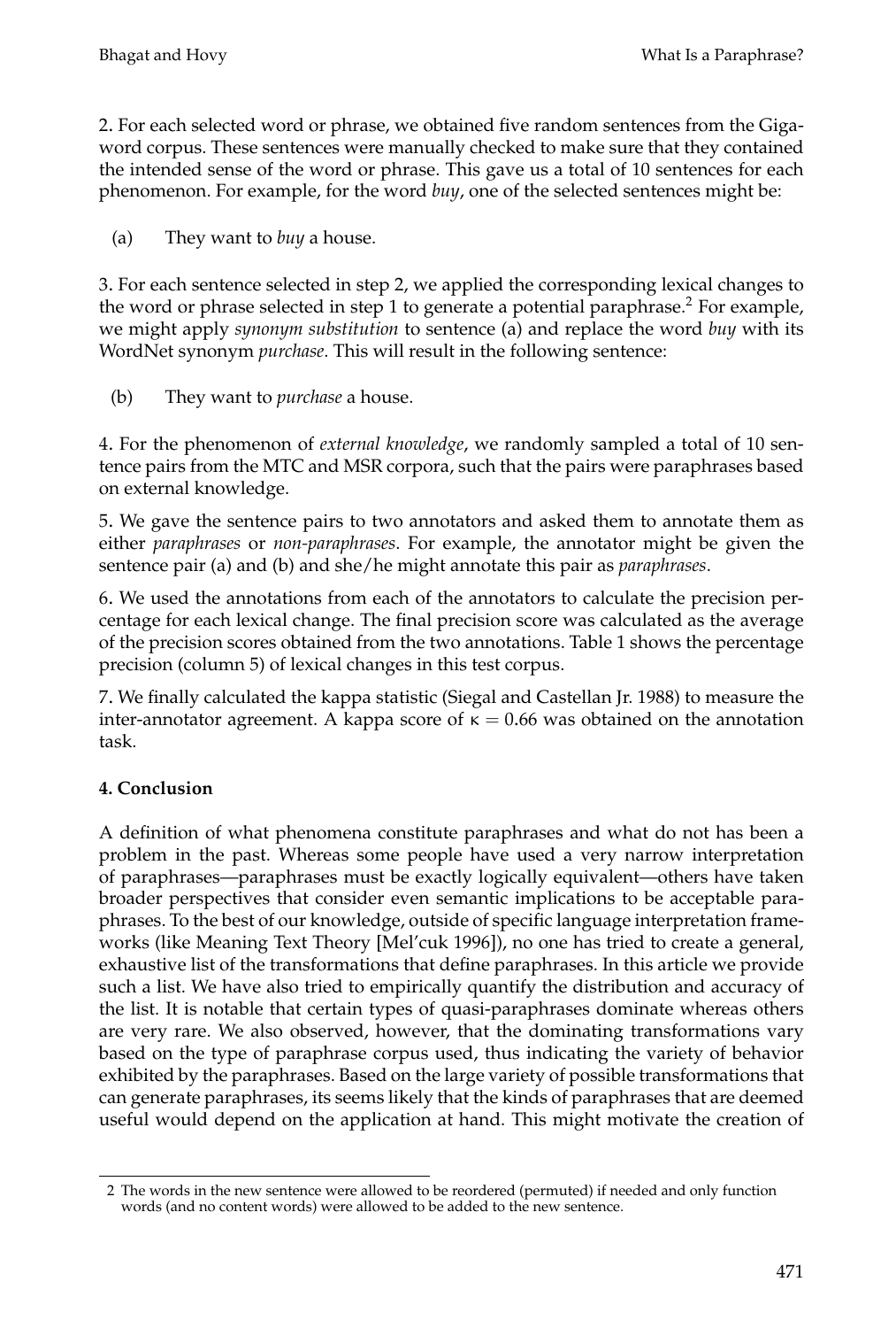2. For each selected word or phrase, we obtained five random sentences from the Gigaword corpus. These sentences were manually checked to make sure that they contained the intended sense of the word or phrase. This gave us a total of 10 sentences for each phenomenon. For example, for the word *buy*, one of the selected sentences might be:

(a) They want to *buy* a house.

3. For each sentence selected in step 2, we applied the corresponding lexical changes to the word or phrase selected in step 1 to generate a potential paraphrase.[2] For example, we might apply *synonym substitution* to sentence (a) and replace the word *buy* with its WordNet synonym *purchase*. This will result in the following sentence:

(b) They want to *purchase* a house.

4. For the phenomenon of *external knowledge*, we randomly sampled a total of 10 sentence pairs from the MTC and MSR corpora, such that the pairs were paraphrases based on external knowledge.

5. We gave the sentence pairs to two annotators and asked them to annotate them as either *paraphrases* or *non-paraphrases*. For example, the annotator might be given the sentence pair (a) and (b) and she/he might annotate this pair as *paraphrases*.

6. We used the annotations from each of the annotators to calculate the precision percentage for each lexical change. The final precision score was calculated as the average of the precision scores obtained from the two annotations. Table 1 shows the percentage precision (column 5) of lexical changes in this test corpus.

7. We finally calculated the kappa statistic (Siegal and Castellan Jr. 1988) to measure the inter-annotator agreement. A kappa score of $\kappa = 0.66$ was obtained on the annotation task.

## 4. Conclusion

A definition of what phenomena constitute paraphrases and what do not has been a problem in the past. Whereas some people have used a very narrow interpretation of paraphrases—paraphrases must be exactly logically equivalent—others have taken broader perspectives that consider even semantic implications to be acceptable paraphrases. To the best of our knowledge, outside of specific language interpretation frameworks (like Meaning Text Theory [Mel'cuk 1996]), no one has tried to create a general, exhaustive list of the transformations that define paraphrases. In this article we provide such a list. We have also tried to empirically quantify the distribution and accuracy of the list. It is notable that certain types of quasi-paraphrases dominate whereas others are very rare. We also observed, however, that the dominating transformations vary based on the type of paraphrase corpus used, thus indicating the variety of behavior exhibited by the paraphrases. Based on the large variety of possible transformations that can generate paraphrases, its seems likely that the kinds of paraphrases that are deemed useful would depend on the application at hand. This might motivate the creation of

---

[2] The words in the new sentence were allowed to be reordered (permuted) if needed and only function words (and no content words) were allowed to be added to the new sentence.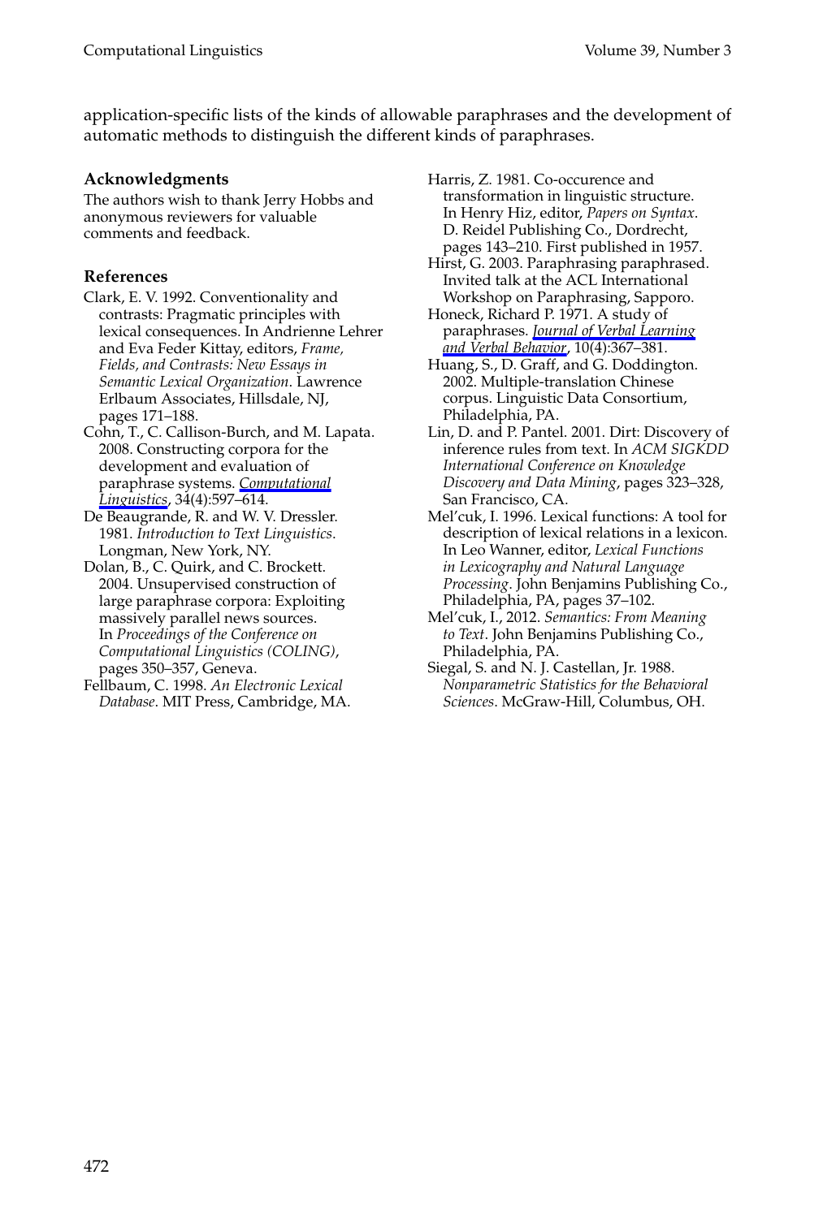application-specific lists of the kinds of allowable paraphrases and the development of automatic methods to distinguish the different kinds of paraphrases.

### Acknowledgments

The authors wish to thank Jerry Hobbs and anonymous reviewers for valuable comments and feedback.

### References

Clark, E. V. 1992. Conventionality and contrasts: Pragmatic principles with lexical consequences. In Andrienne Lehrer and Eva Feder Kittay, editors, *Frame, Fields, and Contrasts: New Essays in Semantic Lexical Organization*. Lawrence Erlbaum Associates, Hillsdale, NJ, pages 171–188.

Cohn, T., C. Callison-Burch, and M. Lapata. 2008. Constructing corpora for the development and evaluation of paraphrase systems. *Computational Linguistics*, 34(4):597–614.

De Beaugrande, R. and W. V. Dressler. 1981. *Introduction to Text Linguistics*. Longman, New York, NY.

Dolan, B., C. Quirk, and C. Brockett. 2004. Unsupervised construction of large paraphrase corpora: Exploiting massively parallel news sources. In *Proceedings of the Conference on Computational Linguistics (COLING)*, pages 350–357, Geneva.

Fellbaum, C. 1998. *An Electronic Lexical Database*. MIT Press, Cambridge, MA.

Harris, Z. 1981. Co-occurence and transformation in linguistic structure. In Henry Hiz, editor, *Papers on Syntax*. D. Reidel Publishing Co., Dordrecht, pages 143–210. First published in 1957.

Hirst, G. 2003. Paraphrasing paraphrased. Invited talk at the ACL International Workshop on Paraphrasing, Sapporo.

Honeck, Richard P. 1971. A study of paraphrases. *Journal of Verbal Learning and Verbal Behavior*, 10(4):367–381.

Huang, S., D. Graff, and G. Doddington. 2002. Multiple-translation Chinese corpus. Linguistic Data Consortium, Philadelphia, PA.

Lin, D. and P. Pantel. 2001. Dirt: Discovery of inference rules from text. In *ACM SIGKDD International Conference on Knowledge Discovery and Data Mining*, pages 323–328, San Francisco, CA.

Mel'cuk, I. 1996. Lexical functions: A tool for description of lexical relations in a lexicon. In Leo Wanner, editor, *Lexical Functions in Lexicography and Natural Language Processing*. John Benjamins Publishing Co., Philadelphia, PA, pages 37–102.

Mel'cuk, I., 2012. *Semantics: From Meaning to Text*. John Benjamins Publishing Co., Philadelphia, PA.

Siegal, S. and N. J. Castellan, Jr. 1988. *Nonparametric Statistics for the Behavioral Sciences*. McGraw-Hill, Columbus, OH.